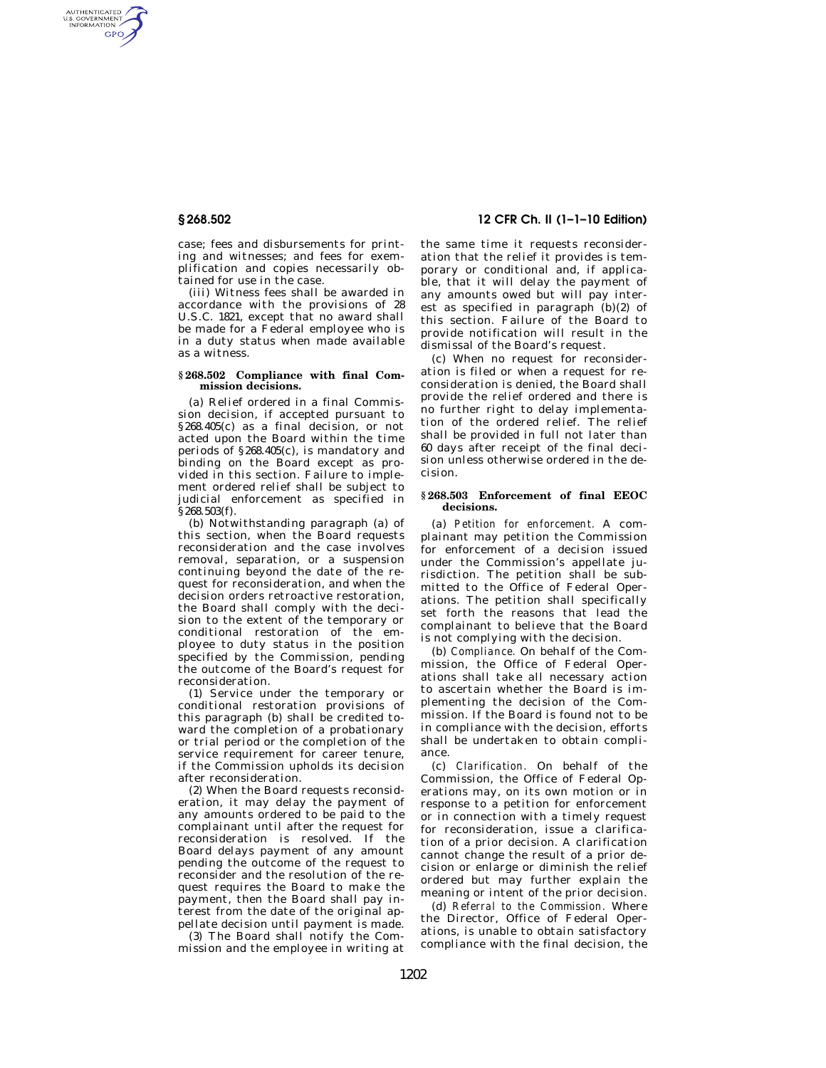case; fees and disbursements for printing and witnesses; and fees for exemplification and copies necessarily obtained for use in the case.

(iii) Witness fees shall be awarded in accordance with the provisions of 28 U.S.C. 1821, except that no award shall be made for a Federal employee who is in a duty status when made available as a witness.

## § 268.502 Compliance with final Commission decisions.

(a) Relief ordered in a final Commission decision, if accepted pursuant to §268.405(c) as a final decision, or not acted upon the Board within the time periods of §268.405(c), is mandatory and binding on the Board except as provided in this section. Failure to implement ordered relief shall be subject to judicial enforcement as specified in §268.503(f).

(b) Notwithstanding paragraph (a) of this section, when the Board requests reconsideration and the case involves removal, separation, or a suspension continuing beyond the date of the request for reconsideration, and when the decision orders retroactive restoration, the Board shall comply with the decision to the extent of the temporary or conditional restoration of the employee to duty status in the position specified by the Commission, pending the outcome of the Board's request for reconsideration.

(1) Service under the temporary or conditional restoration provisions of this paragraph (b) shall be credited toward the completion of a probationary or trial period or the completion of the service requirement for career tenure, if the Commission upholds its decision after reconsideration.

(2) When the Board requests reconsideration, it may delay the payment of any amounts ordered to be paid to the complainant until after the request for reconsideration is resolved. If the Board delays payment of any amount pending the outcome of the request to reconsider and the resolution of the request requires the Board to make the payment, then the Board shall pay interest from the date of the original appellate decision until payment is made.

(3) The Board shall notify the Commission and the employee in writing at the same time it requests reconsideration that the relief it provides is temporary or conditional and, if applicable, that it will delay the payment of any amounts owed but will pay interest as specified in paragraph (b)(2) of this section. Failure of the Board to provide notification will result in the dismissal of the Board's request.

(c) When no request for reconsideration is filed or when a request for reconsideration is denied, the Board shall provide the relief ordered and there is no further right to delay implementation of the ordered relief. The relief shall be provided in full not later than 60 days after receipt of the final decision unless otherwise ordered in the decision.

## § 268.503 Enforcement of final EEOC decisions.

(a) *Petition for enforcement.* A complainant may petition the Commission for enforcement of a decision issued under the Commission's appellate jurisdiction. The petition shall be submitted to the Office of Federal Operations. The petition shall specifically set forth the reasons that lead the complainant to believe that the Board is not complying with the decision.

(b) *Compliance.* On behalf of the Commission, the Office of Federal Operations shall take all necessary action to ascertain whether the Board is implementing the decision of the Commission. If the Board is found not to be in compliance with the decision, efforts shall be undertaken to obtain compliance.

(c) *Clarification.* On behalf of the Commission, the Office of Federal Operations may, on its own motion or in response to a petition for enforcement or in connection with a timely request for reconsideration, issue a clarification of a prior decision. A clarification cannot change the result of a prior decision or enlarge or diminish the relief ordered but may further explain the meaning or intent of the prior decision.

(d) *Referral to the Commission.* Where the Director, Office of Federal Operations, is unable to obtain satisfactory compliance with the final decision, the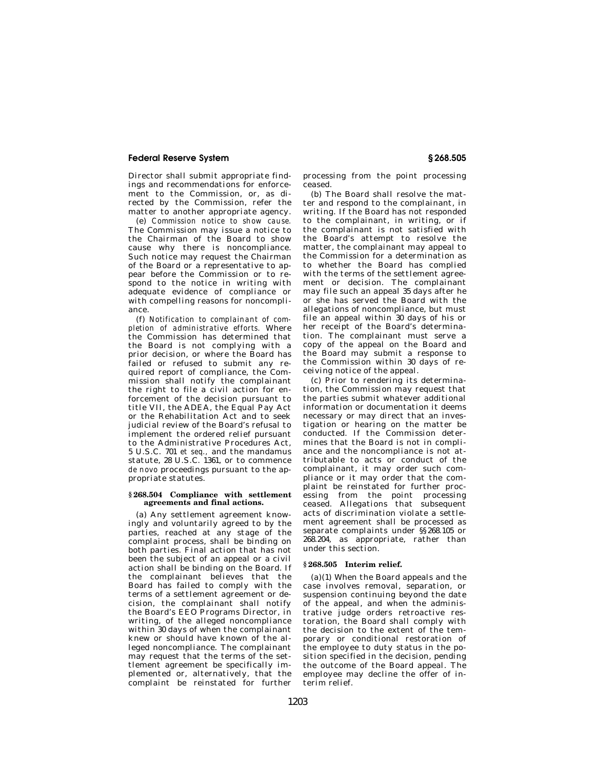Director shall submit appropriate findings and recommendations for enforcement to the Commission, or, as directed by the Commission, refer the matter to another appropriate agency.

(e) *Commission notice to show cause.* The Commission may issue a notice to the Chairman of the Board to show cause why there is noncompliance. Such notice may request the Chairman of the Board or a representative to appear before the Commission or to respond to the notice in writing with adequate evidence of compliance or with compelling reasons for noncompliance.

(f) *Notification to complainant of completion of administrative efforts.* Where the Commission has determined that the Board is not complying with a prior decision, or where the Board has failed or refused to submit any required report of compliance, the Commission shall notify the complainant the right to file a civil action for enforcement of the decision pursuant to title VII, the ADEA, the Equal Pay Act or the Rehabilitation Act and to seek judicial review of the Board's refusal to implement the ordered relief pursuant to the Administrative Procedures Act, 5 U.S.C. 701 *et seq.*, and the mandamus statute, 28 U.S.C. 1361, or to commence *de novo* proceedings pursuant to the appropriate statutes.

### § 268.504 Compliance with settlement agreements and final actions.

(a) Any settlement agreement knowingly and voluntarily agreed to by the parties, reached at any stage of the complaint process, shall be binding on both parties. Final action that has not been the subject of an appeal or a civil action shall be binding on the Board. If the complainant believes that the Board has failed to comply with the terms of a settlement agreement or decision, the complainant shall notify the Board's EEO Programs Director, in writing, of the alleged noncompliance within 30 days of when the complainant knew or should have known of the alleged noncompliance. The complainant may request that the terms of the settlement agreement be specifically implemented or, alternatively, that the complaint be reinstated for further processing from the point processing ceased.

(b) The Board shall resolve the matter and respond to the complainant, in writing. If the Board has not responded to the complainant, in writing, or if the complainant is not satisfied with the Board's attempt to resolve the matter, the complainant may appeal to the Commission for a determination as to whether the Board has complied with the terms of the settlement agreement or decision. The complainant may file such an appeal 35 days after he or she has served the Board with the allegations of noncompliance, but must file an appeal within 30 days of his or her receipt of the Board's determination. The complainant must serve a copy of the appeal on the Board and the Board may submit a response to the Commission within 30 days of receiving notice of the appeal.

(c) Prior to rendering its determination, the Commission may request that the parties submit whatever additional information or documentation it deems necessary or may direct that an investigation or hearing on the matter be conducted. If the Commission determines that the Board is not in compliance and the noncompliance is not attributable to acts or conduct of the complainant, it may order such compliance or it may order that the complaint be reinstated for further processing from the point processing ceased. Allegations that subsequent acts of discrimination violate a settlement agreement shall be processed as separate complaints under §§ 268.105 or 268.204, as appropriate, rather than under this section.

### § 268.505 Interim relief.

(a)(1) When the Board appeals and the case involves removal, separation, or suspension continuing beyond the date of the appeal, and when the administrative judge orders retroactive restoration, the Board shall comply with the decision to the extent of the temporary or conditional restoration of the employee to duty status in the position specified in the decision, pending the outcome of the Board appeal. The employee may decline the offer of interim relief.